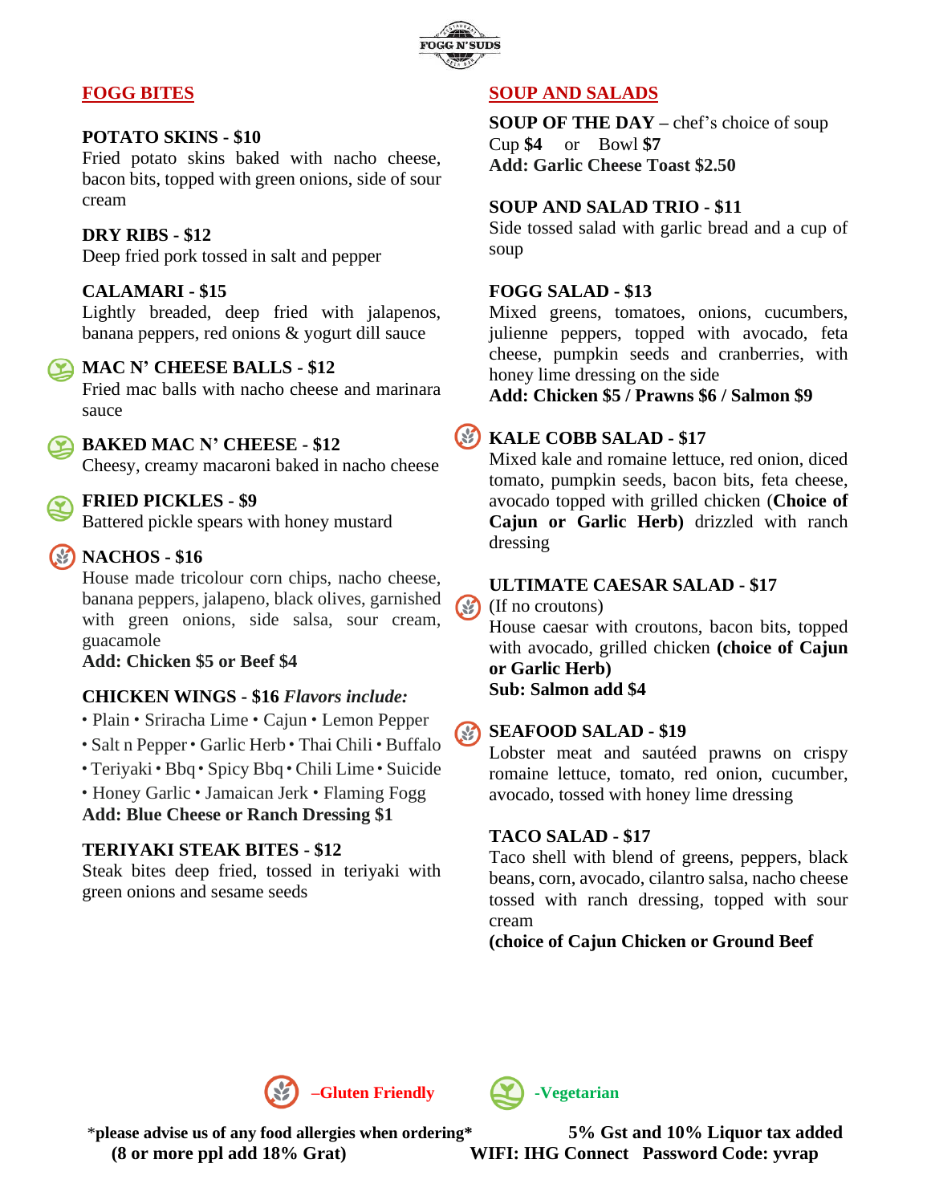FOGG N' SUDS

## FOGG BITES

**POTATO SKINS - $10**
Fried potato skins baked with nacho cheese, bacon bits, topped with green onions, side of sour cream

**DRY RIBS - $12**
Deep fried pork tossed in salt and pepper

**CALAMARI - $15**
Lightly breaded, deep fried with jalapenos, banana peppers, red onions & yogurt dill sauce

**MAC N' CHEESE BALLS - $12** (Vegetarian)
Fried mac balls with nacho cheese and marinara sauce

**BAKED MAC N' CHEESE - $12** (Vegetarian)
Cheesy, creamy macaroni baked in nacho cheese

**FRIED PICKLES - $9** (Vegetarian)
Battered pickle spears with honey mustard

**NACHOS - $16** (Gluten Friendly)
House made tricolour corn chips, nacho cheese, banana peppers, jalapeno, black olives, garnished with green onions, side salsa, sour cream, guacamole
**Add: Chicken $5 or Beef $4**

**CHICKEN WINGS - $16** ***Flavors include:***
- Plain • Sriracha Lime • Cajun • Lemon Pepper
- Salt n Pepper • Garlic Herb • Thai Chili • Buffalo
- Teriyaki • Bbq • Spicy Bbq • Chili Lime • Suicide
- Honey Garlic • Jamaican Jerk • Flaming Fogg

**Add: Blue Cheese or Ranch Dressing $1**

**TERIYAKI STEAK BITES - $12**
Steak bites deep fried, tossed in teriyaki with green onions and sesame seeds

## SOUP AND SALADS

**SOUP OF THE DAY –** chef's choice of soup
Cup **$4** or Bowl **$7**
**Add: Garlic Cheese Toast $2.50**

**SOUP AND SALAD TRIO - $11**
Side tossed salad with garlic bread and a cup of soup

**FOGG SALAD - $13**
Mixed greens, tomatoes, onions, cucumbers, julienne peppers, topped with avocado, feta cheese, pumpkin seeds and cranberries, with honey lime dressing on the side
**Add: Chicken $5 / Prawns $6 / Salmon $9**

**KALE COBB SALAD - $17** (Gluten Friendly)
Mixed kale and romaine lettuce, red onion, diced tomato, pumpkin seeds, bacon bits, feta cheese, avocado topped with grilled chicken (**Choice of Cajun or Garlic Herb)** drizzled with ranch dressing

**ULTIMATE CAESAR SALAD - $17**
(Gluten Friendly) (If no croutons)
House caesar with croutons, bacon bits, topped with avocado, grilled chicken **(choice of Cajun or Garlic Herb)**
**Sub: Salmon add $4**

**SEAFOOD SALAD - $19** (Gluten Friendly)
Lobster meat and sautéed prawns on crispy romaine lettuce, tomato, red onion, cucumber, avocado, tossed with honey lime dressing

**TACO SALAD - $17**
Taco shell with blend of greens, peppers, black beans, corn, avocado, cilantro salsa, nacho cheese tossed with ranch dressing, topped with sour cream
**(choice of Cajun Chicken or Ground Beef**

**–Gluten Friendly** **-Vegetarian**

\***please advise us of any food allergies when ordering\***
**(8 or more ppl add 18% Grat)**

**5% Gst and 10% Liquor tax added**
**WIFI: IHG Connect Password Code: yvrap**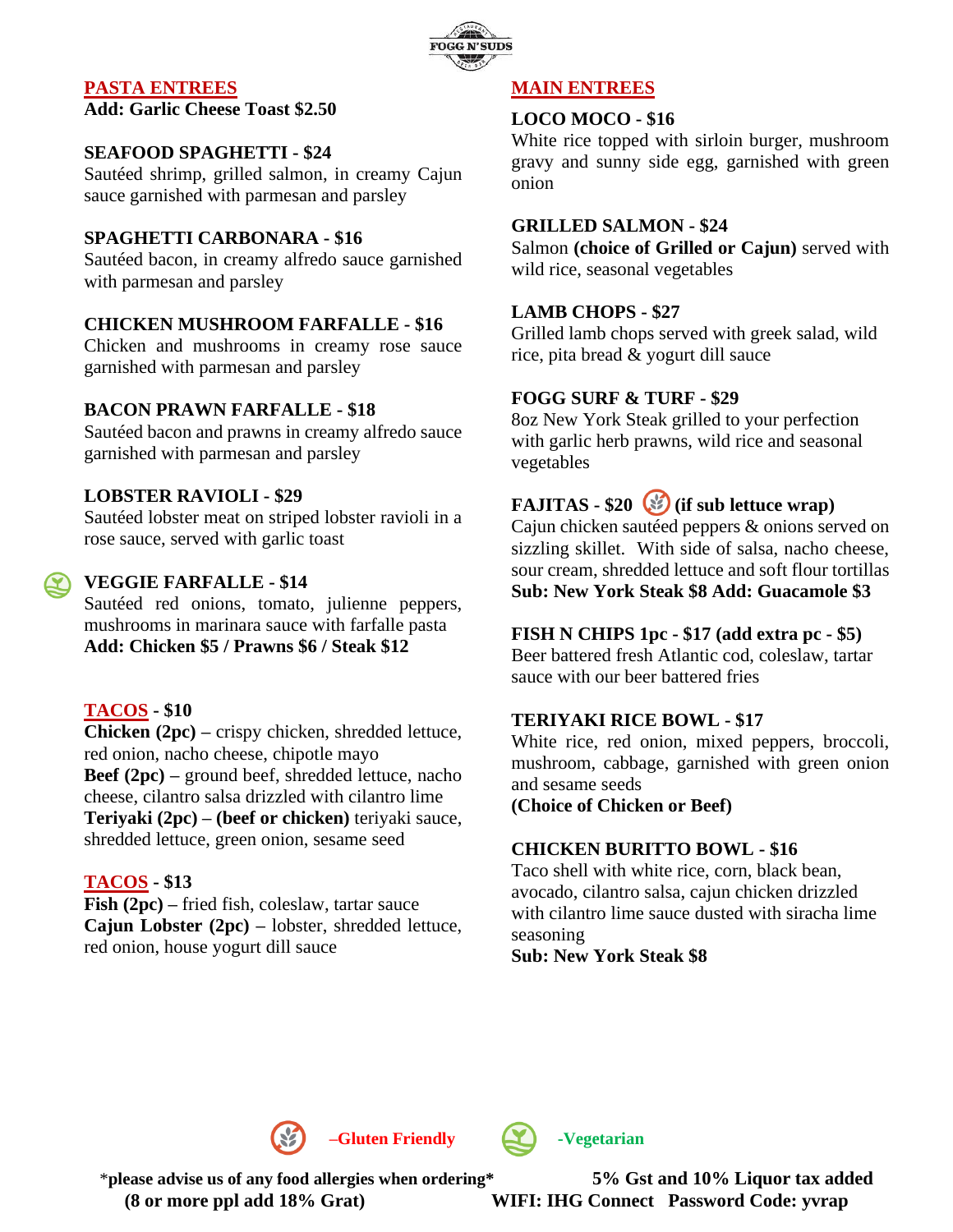## PASTA ENTREES

**Add: Garlic Cheese Toast $2.50**

**SEAFOOD SPAGHETTI - $24**
Sautéed shrimp, grilled salmon, in creamy Cajun sauce garnished with parmesan and parsley

**SPAGHETTI CARBONARA - $16**
Sautéed bacon, in creamy alfredo sauce garnished with parmesan and parsley

**CHICKEN MUSHROOM FARFALLE - $16**
Chicken and mushrooms in creamy rose sauce garnished with parmesan and parsley

**BACON PRAWN FARFALLE - $18**
Sautéed bacon and prawns in creamy alfredo sauce garnished with parmesan and parsley

**LOBSTER RAVIOLI - $29**
Sautéed lobster meat on striped lobster ravioli in a rose sauce, served with garlic toast

**VEGGIE FARFALLE - $14** (Vegetarian)
Sautéed red onions, tomato, julienne peppers, mushrooms in marinara sauce with farfalle pasta
**Add: Chicken $5 / Prawns $6 / Steak $12**

## TACOS - $10

**Chicken (2pc)** – crispy chicken, shredded lettuce, red onion, nacho cheese, chipotle mayo
**Beef (2pc)** – ground beef, shredded lettuce, nacho cheese, cilantro salsa drizzled with cilantro lime
**Teriyaki (2pc)** – **(beef or chicken)** teriyaki sauce, shredded lettuce, green onion, sesame seed

## TACOS - $13

**Fish (2pc)** – fried fish, coleslaw, tartar sauce
**Cajun Lobster (2pc)** – lobster, shredded lettuce, red onion, house yogurt dill sauce

## MAIN ENTREES

**LOCO MOCO - $16**
White rice topped with sirloin burger, mushroom gravy and sunny side egg, garnished with green onion

**GRILLED SALMON - $24**
Salmon **(choice of Grilled or Cajun)** served with wild rice, seasonal vegetables

**LAMB CHOPS - $27**
Grilled lamb chops served with greek salad, wild rice, pita bread & yogurt dill sauce

**FOGG SURF & TURF - $29**
8oz New York Steak grilled to your perfection with garlic herb prawns, wild rice and seasonal vegetables

**FAJITAS - $20** (Gluten Friendly) **(if sub lettuce wrap)**
Cajun chicken sautéed peppers & onions served on sizzling skillet. With side of salsa, nacho cheese, sour cream, shredded lettuce and soft flour tortillas
**Sub: New York Steak $8 Add: Guacamole $3**

**FISH N CHIPS 1pc - $17 (add extra pc - $5)**
Beer battered fresh Atlantic cod, coleslaw, tartar sauce with our beer battered fries

**TERIYAKI RICE BOWL - $17**
White rice, red onion, mixed peppers, broccoli, mushroom, cabbage, garnished with green onion and sesame seeds
**(Choice of Chicken or Beef)**

**CHICKEN BURITTO BOWL - $16**
Taco shell with white rice, corn, black bean, avocado, cilantro salsa, cajun chicken drizzled with cilantro lime sauce dusted with siracha lime seasoning
**Sub: New York Steak $8**

–Gluten Friendly    -Vegetarian

*__please advise us of any food allergies when ordering__*
**(8 or more ppl add 18% Grat)**

**5% Gst and 10% Liquor tax added**
**WIFI: IHG Connect Password Code: yvrap**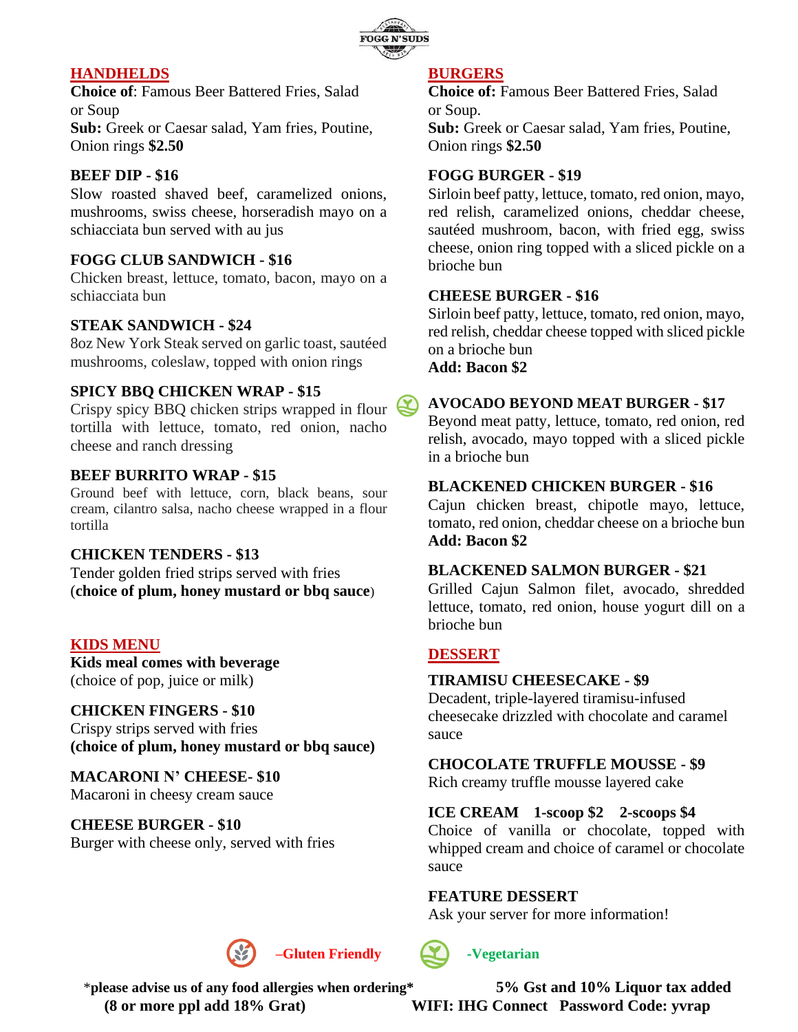FOGG N' SUDS

## HANDHELDS

**Choice of**: Famous Beer Battered Fries, Salad or Soup
**Sub:** Greek or Caesar salad, Yam fries, Poutine, Onion rings **$2.50**

### BEEF DIP - $16

Slow roasted shaved beef, caramelized onions, mushrooms, swiss cheese, horseradish mayo on a schiacciata bun served with au jus

### FOGG CLUB SANDWICH - $16

Chicken breast, lettuce, tomato, bacon, mayo on a schiacciata bun

### STEAK SANDWICH - $24

8oz New York Steak served on garlic toast, sautéed mushrooms, coleslaw, topped with onion rings

### SPICY BBQ CHICKEN WRAP - $15

Crispy spicy BBQ chicken strips wrapped in flour tortilla with lettuce, tomato, red onion, nacho cheese and ranch dressing

### BEEF BURRITO WRAP - $15

Ground beef with lettuce, corn, black beans, sour cream, cilantro salsa, nacho cheese wrapped in a flour tortilla

### CHICKEN TENDERS - $13

Tender golden fried strips served with fries (**choice of plum, honey mustard or bbq sauce**)

## KIDS MENU

**Kids meal comes with beverage**
(choice of pop, juice or milk)

### CHICKEN FINGERS - $10

Crispy strips served with fries
**(choice of plum, honey mustard or bbq sauce)**

### MACARONI N' CHEESE- $10

Macaroni in cheesy cream sauce

### CHEESE BURGER - $10

Burger with cheese only, served with fries

## BURGERS

**Choice of:** Famous Beer Battered Fries, Salad or Soup.
**Sub:** Greek or Caesar salad, Yam fries, Poutine, Onion rings **$2.50**

### FOGG BURGER - $19

Sirloin beef patty, lettuce, tomato, red onion, mayo, red relish, caramelized onions, cheddar cheese, sautéed mushroom, bacon, with fried egg, swiss cheese, onion ring topped with a sliced pickle on a brioche bun

### CHEESE BURGER - $16

Sirloin beef patty, lettuce, tomato, red onion, mayo, red relish, cheddar cheese topped with sliced pickle on a brioche bun
**Add: Bacon $2**

### AVOCADO BEYOND MEAT BURGER - $17 (Vegetarian)

Beyond meat patty, lettuce, tomato, red onion, red relish, avocado, mayo topped with a sliced pickle in a brioche bun

### BLACKENED CHICKEN BURGER - $16

Cajun chicken breast, chipotle mayo, lettuce, tomato, red onion, cheddar cheese on a brioche bun
**Add: Bacon $2**

### BLACKENED SALMON BURGER - $21

Grilled Cajun Salmon filet, avocado, shredded lettuce, tomato, red onion, house yogurt dill on a brioche bun

## DESSERT

### TIRAMISU CHEESECAKE - $9

Decadent, triple-layered tiramisu-infused cheesecake drizzled with chocolate and caramel sauce

### CHOCOLATE TRUFFLE MOUSSE - $9

Rich creamy truffle mousse layered cake

### ICE CREAM 1-scoop $2 2-scoops $4

Choice of vanilla or chocolate, topped with whipped cream and choice of caramel or chocolate sauce

### FEATURE DESSERT

Ask your server for more information!

–Gluten Friendly -Vegetarian

*please advise us of any food allergies when ordering*
**(8 or more ppl add 18% Grat)**

**5% Gst and 10% Liquor tax added**
**WIFI: IHG Connect Password Code: yvrap**